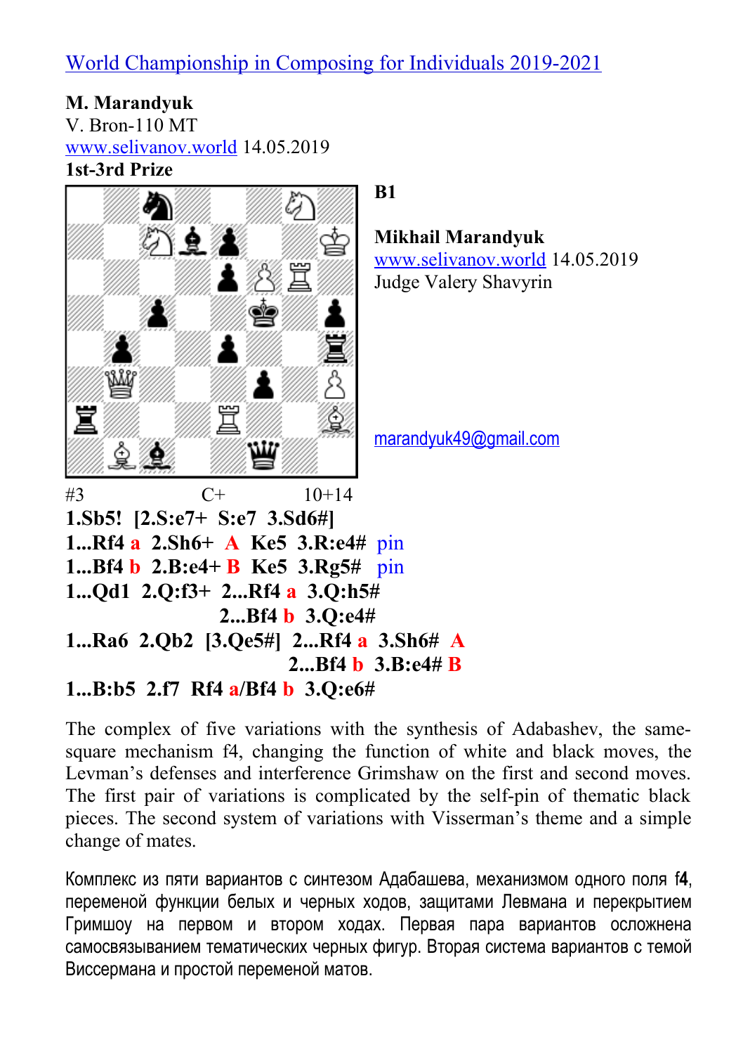World Championship in Composing for Individuals 2019-2021

**M. Marandyuk**
V. Bron-110 MT
www.selivanov.world 14.05.2019
**1st-3rd Prize**

**B1**

**Mikhail Marandyuk**
www.selivanov.world 14.05.2019
Judge Valery Shavyrin

marandyuk49@gmail.com

#3 C+ 10+14

**1.Sb5! [2.S:e7+ S:e7 3.Sd6#]**
**1...Rf4 a 2.Sh6+ A Ke5 3.R:e4#** pin
**1...Bf4 b 2.B:e4+ B Ke5 3.Rg5#** pin
**1...Qd1 2.Q:f3+ 2...Rf4 a 3.Q:h5#**
**2...Bf4 b 3.Q:e4#**
**1...Ra6 2.Qb2 [3.Qe5#] 2...Rf4 a 3.Sh6# A**
**2...Bf4 b 3.B:e4# B**
**1...B:b5 2.f7 Rf4 a/Bf4 b 3.Q:e6#**

The complex of five variations with the synthesis of Adabashev, the same-square mechanism f4, changing the function of white and black moves, the Levman's defenses and interference Grimshaw on the first and second moves. The first pair of variations is complicated by the self-pin of thematic black pieces. The second system of variations with Visserman's theme and a simple change of mates.

Комплекс из пяти вариантов с синтезом Адабашева, механизмом одного поля f4, переменой функции белых и черных ходов, защитами Левмана и перекрытием Гримшоу на первом и втором ходах. Первая пара вариантов осложнена самосвязыванием тематических черных фигур. Вторая система вариантов с темой Виссермана и простой переменой матов.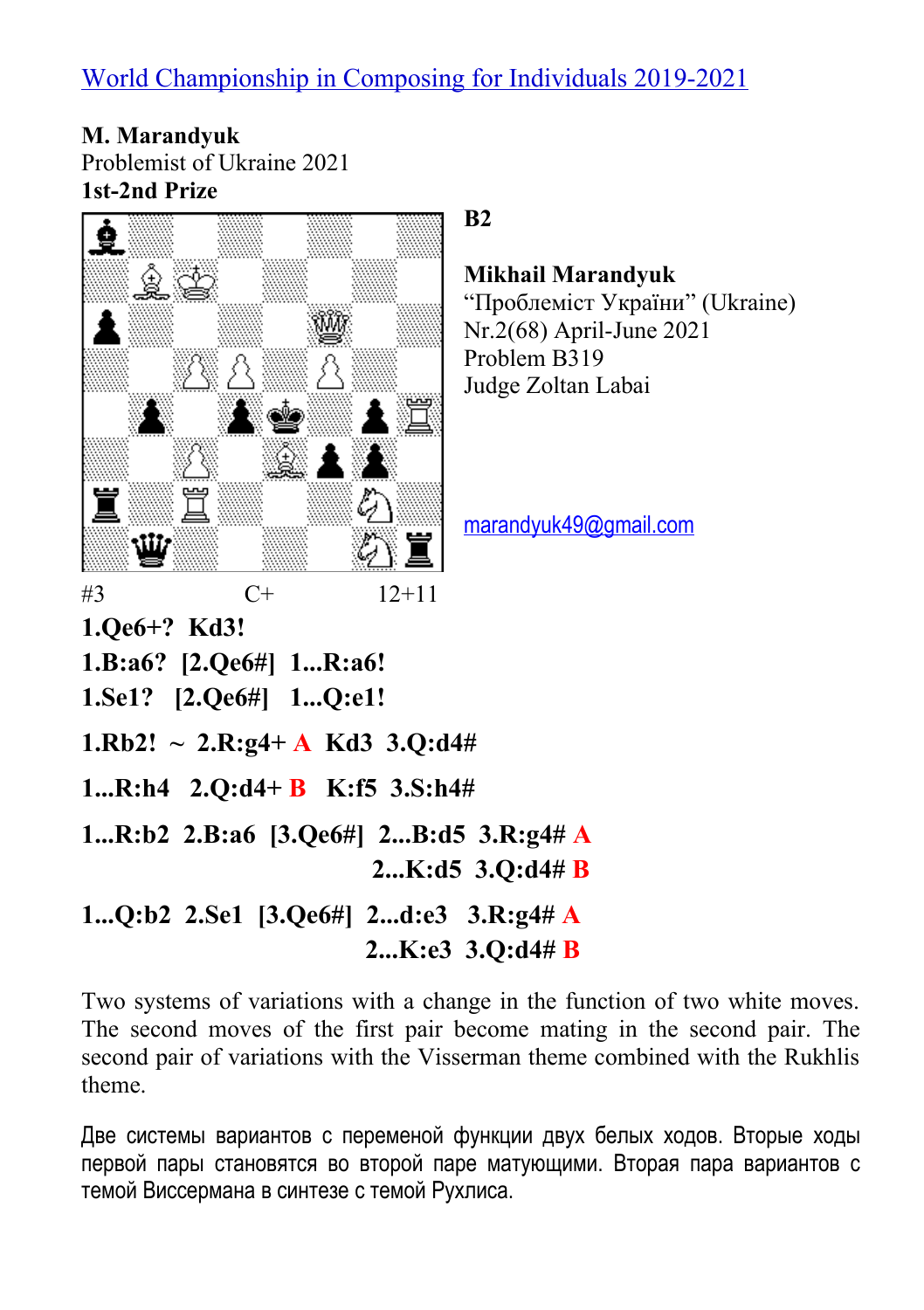[World Championship in Composing for Individuals 2019-2021](#)

**M. Marandyuk**
Problemist of Ukraine 2021
**1st-2nd Prize**

**B2**

**Mikhail Marandyuk**
"Проблеміст України" (Ukraine)
Nr.2(68) April-June 2021
Problem B319
Judge Zoltan Labai

[marandyuk49@gmail.com](mailto:marandyuk49@gmail.com)

#3 C+ 12+11

**1.Qe6+? Kd3!**

**1.B:a6? [2.Qe6#] 1...R:a6!**

**1.Se1? [2.Qe6#] 1...Q:e1!**

**1.Rb2! ~ 2.R:g4+ A Kd3 3.Q:d4#**

**1...R:h4 2.Q:d4+ B K:f5 3.S:h4#**

**1...R:b2 2.B:a6 [3.Qe6#] 2...B:d5 3.R:g4# A**
**2...K:d5 3.Q:d4# B**

**1...Q:b2 2.Se1 [3.Qe6#] 2...d:e3 3.R:g4# A**
**2...K:e3 3.Q:d4# B**

Two systems of variations with a change in the function of two white moves. The second moves of the first pair become mating in the second pair. The second pair of variations with the Visserman theme combined with the Rukhlis theme.

Две системы вариантов с переменой функции двух белых ходов. Вторые ходы первой пары становятся во второй паре матующими. Вторая пара вариантов с темой Виссермана в синтезе с темой Рухлиса.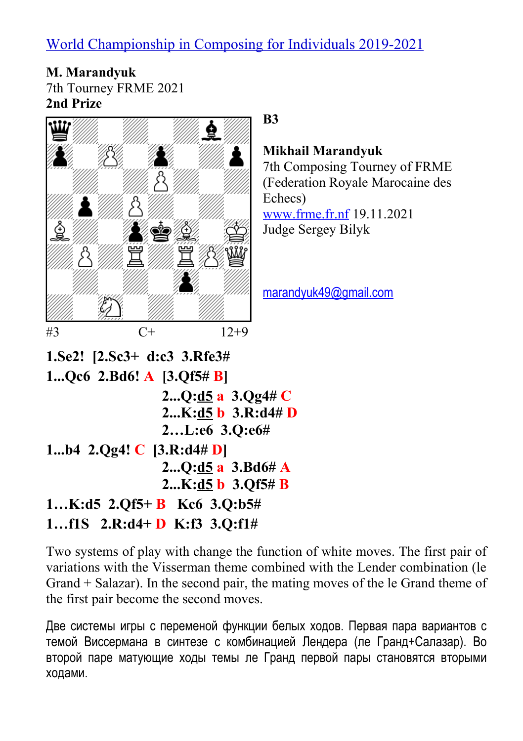[World Championship in Composing for Individuals 2019-2021](#)

**M. Marandyuk**
7th Tourney FRME 2021
**2nd Prize**

**B3**

**Mikhail Marandyuk**
7th Composing Tourney of FRME (Federation Royale Marocaine des Echecs)
[www.frme.fr.nf](http://www.frme.fr.nf) 19.11.2021
Judge Sergey Bilyk

[marandyuk49@gmail.com](mailto:marandyuk49@gmail.com)

#3 C+ 12+9

**1.Se2! [2.Sc3+ d:c3 3.Rfe3#**

**1...Qc6 2.Bd6! A [3.Qf5# B]**

**2...Q:d5 a 3.Qg4# C**

**2...K:d5 b 3.R:d4# D**

**2…L:e6 3.Q:e6#**

**1...b4 2.Qg4! C [3.R:d4# D]**

**2...Q:d5 a 3.Bd6# A**

**2...K:d5 b 3.Qf5# B**

**1…K:d5 2.Qf5+ B Kc6 3.Q:b5#**

**1…f1S 2.R:d4+ D K:f3 3.Q:f1#**

Two systems of play with change the function of white moves. The first pair of variations with the Visserman theme combined with the Lender combination (le Grand + Salazar). In the second pair, the mating moves of the le Grand theme of the first pair become the second moves.

Две системы игры с переменой функции белых ходов. Первая пара вариантов с темой Виссермана в синтезе с комбинацией Лендера (ле Гранд+Салазар). Во второй паре матующие ходы темы ле Гранд первой пары становятся вторыми ходами.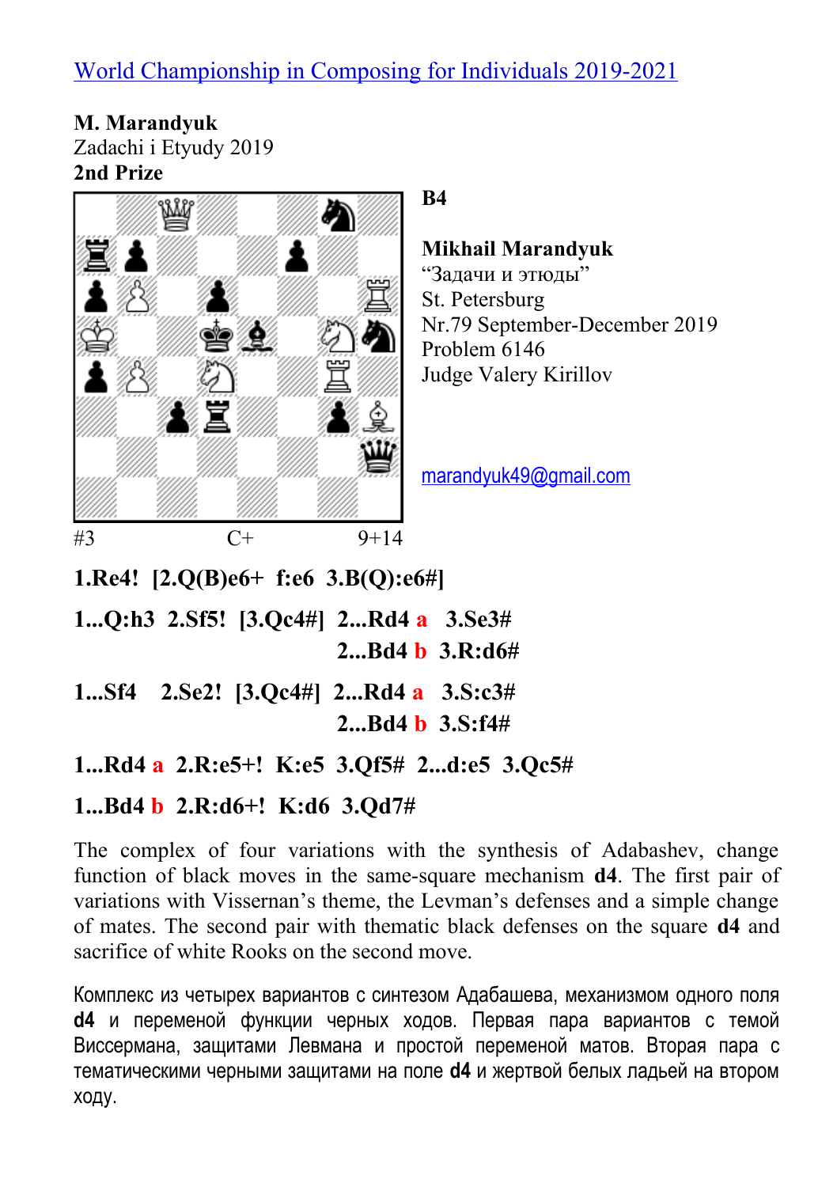[World Championship in Composing for Individuals 2019-2021](#)

**M. Marandyuk**
Zadachi i Etyudy 2019
**2nd Prize**

**B4**

**Mikhail Marandyuk**
"Задачи и этюды"
St. Petersburg
Nr.79 September-December 2019
Problem 6146
Judge Valery Kirillov

marandyuk49@gmail.com

#3 C+ 9+14

**1.Re4! [2.Q(B)e6+ f:e6 3.B(Q):e6#]**

**1...Q:h3 2.Sf5! [3.Qc4#] 2...Rd4 a 3.Se3#**
**2...Bd4 b 3.R:d6#**

**1...Sf4 2.Se2! [3.Qc4#] 2...Rd4 a 3.S:c3#**
**2...Bd4 b 3.S:f4#**

**1...Rd4 a 2.R:e5+! K:e5 3.Qf5# 2...d:e5 3.Qc5#**

**1...Bd4 b 2.R:d6+! K:d6 3.Qd7#**

The complex of four variations with the synthesis of Adabashev, change function of black moves in the same-square mechanism **d4**. The first pair of variations with Vissernan's theme, the Levman's defenses and a simple change of mates. The second pair with thematic black defenses on the square **d4** and sacrifice of white Rooks on the second move.

Комплекс из четырех вариантов с синтезом Адабашева, механизмом одного поля **d4** и переменой функции черных ходов. Первая пара вариантов с темой Виссермана, защитами Левмана и простой переменой матов. Вторая пара с тематическими черными защитами на поле **d4** и жертвой белых ладей на втором ходу.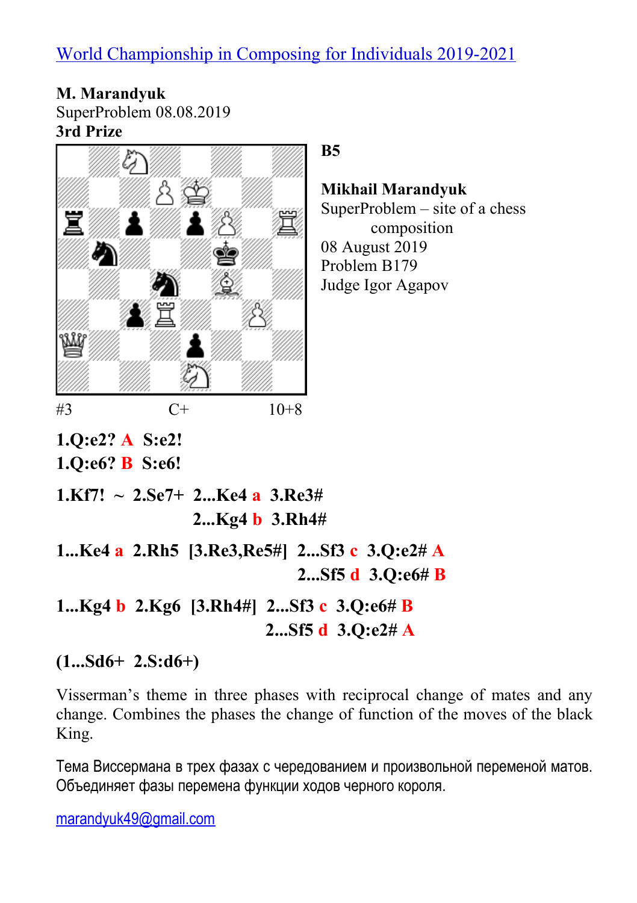[World Championship in Composing for Individuals 2019-2021](#)

**M. Marandyuk**
SuperProblem 08.08.2019
**3rd Prize**

**B5**

**Mikhail Marandyuk**
SuperProblem – site of a chess composition
08 August 2019
Problem B179
Judge Igor Agapov

#3 C+ 10+8

**1.Q:e2? A S:e2!**
**1.Q:e6? B S:e6!**

**1.Kf7! ~ 2.Se7+ 2...Ke4 a 3.Re3#**
**2...Kg4 b 3.Rh4#**

**1...Ke4 a 2.Rh5 [3.Re3,Re5#] 2...Sf3 c 3.Q:e2# A**
**2...Sf5 d 3.Q:e6# B**

**1...Kg4 b 2.Kg6 [3.Rh4#] 2...Sf3 c 3.Q:e6# B**
**2...Sf5 d 3.Q:e2# A**

**(1...Sd6+ 2.S:d6+)**

Visserman's theme in three phases with reciprocal change of mates and any change. Combines the phases the change of function of the moves of the black King.

Тема Виссермана в трех фазах с чередованием и произвольной переменой матов. Объединяет фазы перемена функции ходов черного короля.

[marandyuk49@gmail.com](mailto:marandyuk49@gmail.com)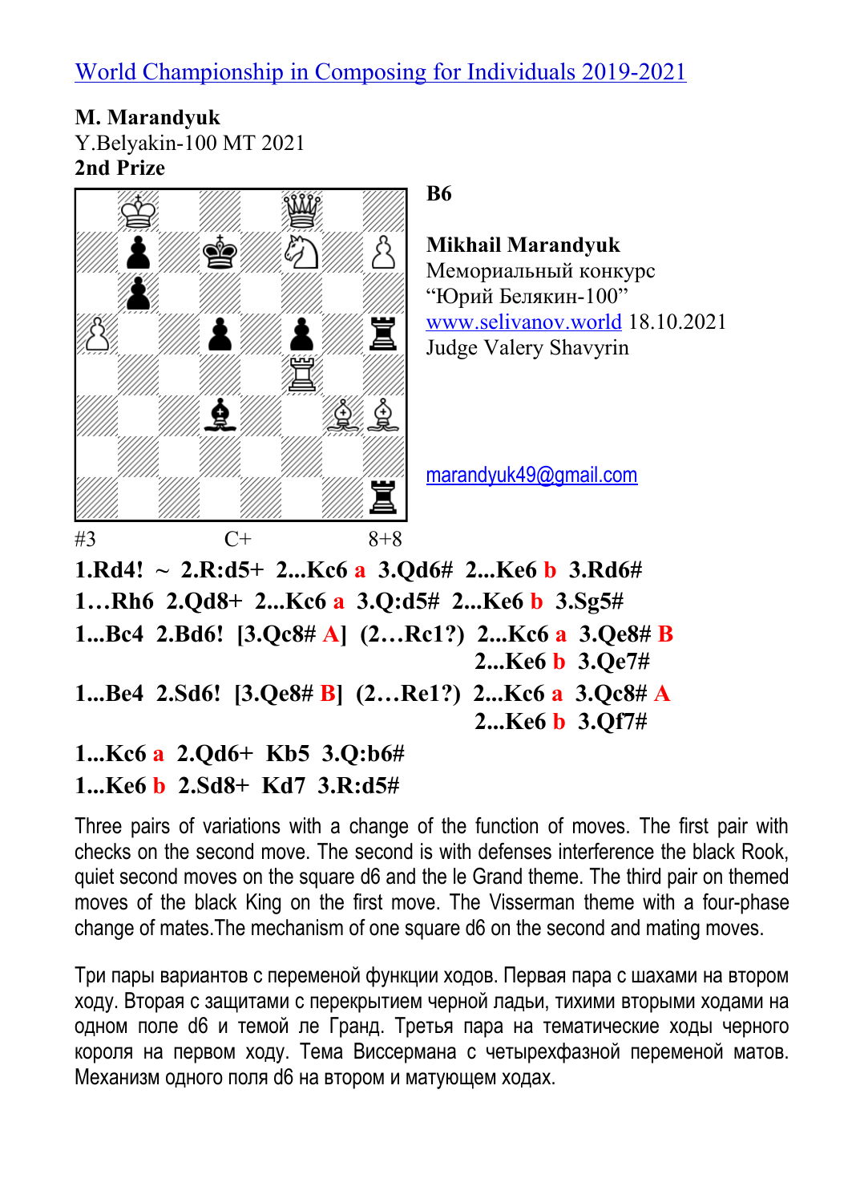[World Championship in Composing for Individuals 2019-2021](#)

**M. Marandyuk**
Y.Belyakin-100 MT 2021
**2nd Prize**

**B6**

**Mikhail Marandyuk**
Мемориальный конкурс
"Юрий Белякин-100"
[www.selivanov.world](http://www.selivanov.world) 18.10.2021
Judge Valery Shavyrin

[marandyuk49@gmail.com](mailto:marandyuk49@gmail.com)

#3 C+ 8+8

**1.Rd4! ~ 2.R:d5+ 2...Kc6 a 3.Qd6# 2...Ke6 b 3.Rd6#**

**1…Rh6 2.Qd8+ 2...Kc6 a 3.Q:d5# 2...Ke6 b 3.Sg5#**

**1...Bc4 2.Bd6! [3.Qc8# A] (2…Rc1?) 2...Kc6 a 3.Qe8# B**
**2...Ke6 b 3.Qe7#**

**1...Be4 2.Sd6! [3.Qe8# B] (2…Re1?) 2...Kc6 a 3.Qc8# A**
**2...Ke6 b 3.Qf7#**

**1...Kc6 a 2.Qd6+ Kb5 3.Q:b6#**

**1...Ke6 b 2.Sd8+ Kd7 3.R:d5#**

Three pairs of variations with a change of the function of moves. The first pair with checks on the second move. The second is with defenses interference the black Rook, quiet second moves on the square d6 and the le Grand theme. The third pair on themed moves of the black King on the first move. The Visserman theme with a four-phase change of mates.The mechanism of one square d6 on the second and mating moves.

Три пары вариантов с переменой функции ходов. Первая пара с шахами на втором ходу. Вторая с защитами с перекрытием черной ладьи, тихими вторыми ходами на одном поле d6 и темой ле Гранд. Третья пара на тематические ходы черного короля на первом ходу. Тема Виссермана с четырехфазной переменой матов. Механизм одного поля d6 на втором и матующем ходах.